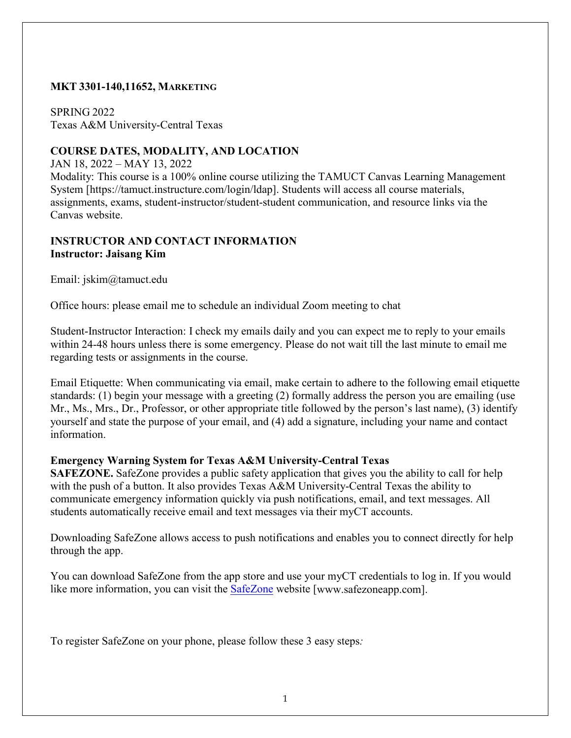**MKT 3301-140,11652, MARKETING**

SPRING 2022
Texas A&M University-Central Texas

**COURSE DATES, MODALITY, AND LOCATION**

JAN 18, 2022 – MAY 13, 2022
Modality: This course is a 100% online course utilizing the TAMUCT Canvas Learning Management System [https://tamuct.instructure.com/login/ldap]. Students will access all course materials, assignments, exams, student-instructor/student-student communication, and resource links via the Canvas website.

**INSTRUCTOR AND CONTACT INFORMATION**
**Instructor: Jaisang Kim**

Email: jskim@tamuct.edu

Office hours: please email me to schedule an individual Zoom meeting to chat

Student-Instructor Interaction: I check my emails daily and you can expect me to reply to your emails within 24-48 hours unless there is some emergency. Please do not wait till the last minute to email me regarding tests or assignments in the course.

Email Etiquette: When communicating via email, make certain to adhere to the following email etiquette standards: (1) begin your message with a greeting (2) formally address the person you are emailing (use Mr., Ms., Mrs., Dr., Professor, or other appropriate title followed by the person's last name), (3) identify yourself and state the purpose of your email, and (4) add a signature, including your name and contact information.

**Emergency Warning System for Texas A&M University-Central Texas**

**SAFEZONE.** SafeZone provides a public safety application that gives you the ability to call for help with the push of a button. It also provides Texas A&M University-Central Texas the ability to communicate emergency information quickly via push notifications, email, and text messages. All students automatically receive email and text messages via their myCT accounts.

Downloading SafeZone allows access to push notifications and enables you to connect directly for help through the app.

You can download SafeZone from the app store and use your myCT credentials to log in. If you would like more information, you can visit the SafeZone website [www.safezoneapp.com].

To register SafeZone on your phone, please follow these 3 easy steps*:*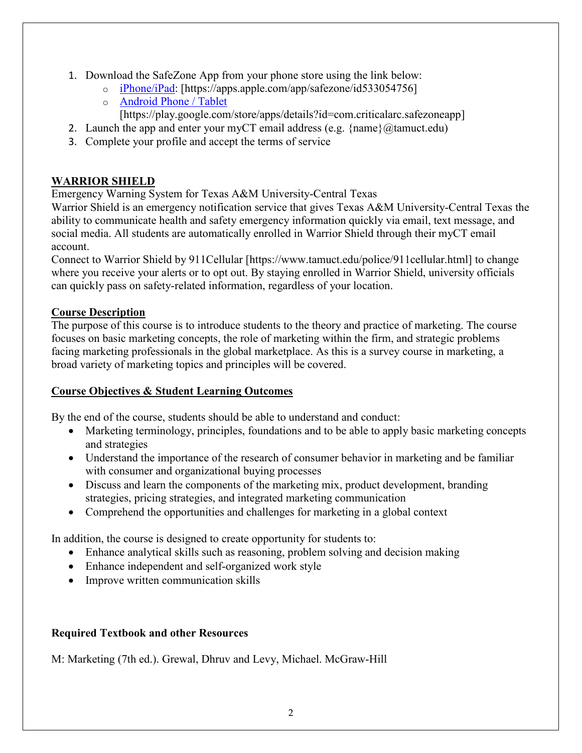1. Download the SafeZone App from your phone store using the link below:
    - iPhone/iPad: [https://apps.apple.com/app/safezone/id533054756]
    - Android Phone / Tablet [https://play.google.com/store/apps/details?id=com.criticalarc.safezoneapp]
2. Launch the app and enter your myCT email address (e.g. {name}@tamuct.edu)
3. Complete your profile and accept the terms of service

## WARRIOR SHIELD

Emergency Warning System for Texas A&M University-Central Texas

Warrior Shield is an emergency notification service that gives Texas A&M University-Central Texas the ability to communicate health and safety emergency information quickly via email, text message, and social media. All students are automatically enrolled in Warrior Shield through their myCT email account.

Connect to Warrior Shield by 911Cellular [https://www.tamuct.edu/police/911cellular.html] to change where you receive your alerts or to opt out. By staying enrolled in Warrior Shield, university officials can quickly pass on safety-related information, regardless of your location.

## Course Description

The purpose of this course is to introduce students to the theory and practice of marketing. The course focuses on basic marketing concepts, the role of marketing within the firm, and strategic problems facing marketing professionals in the global marketplace. As this is a survey course in marketing, a broad variety of marketing topics and principles will be covered.

## Course Objectives & Student Learning Outcomes

By the end of the course, students should be able to understand and conduct:

- Marketing terminology, principles, foundations and to be able to apply basic marketing concepts and strategies
- Understand the importance of the research of consumer behavior in marketing and be familiar with consumer and organizational buying processes
- Discuss and learn the components of the marketing mix, product development, branding strategies, pricing strategies, and integrated marketing communication
- Comprehend the opportunities and challenges for marketing in a global context

In addition, the course is designed to create opportunity for students to:

- Enhance analytical skills such as reasoning, problem solving and decision making
- Enhance independent and self-organized work style
- Improve written communication skills

## Required Textbook and other Resources

M: Marketing (7th ed.). Grewal, Dhruv and Levy, Michael. McGraw-Hill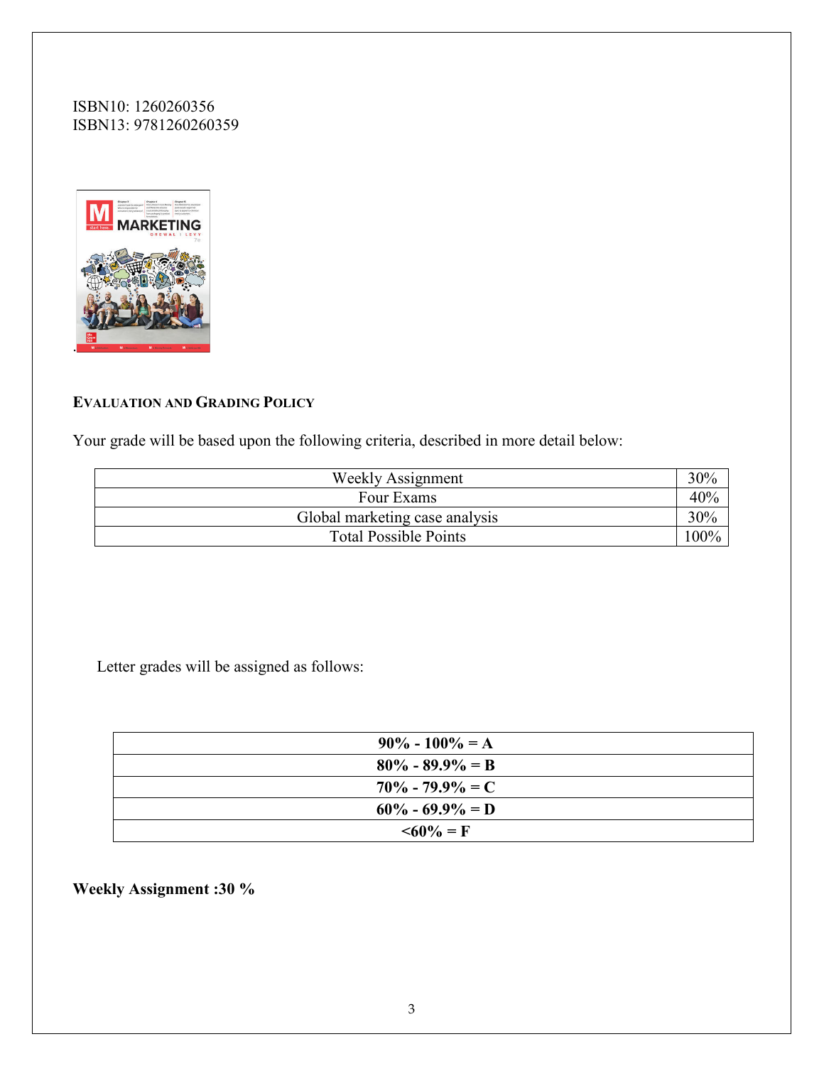ISBN10: 1260260356
ISBN13: 9781260260359

.

**EVALUATION AND GRADING POLICY**

Your grade will be based upon the following criteria, described in more detail below:

| Weekly Assignment | 30% |
|---|---|
| Four Exams | 40% |
| Global marketing case analysis | 30% |
| Total Possible Points | 100% |

Letter grades will be assigned as follows:

| **90% - 100% = A** |
|---|
| **80% - 89.9% = B** |
| **70% - 79.9% = C** |
| **60% - 69.9% = D** |
| **<60% = F** |

**Weekly Assignment :30 %**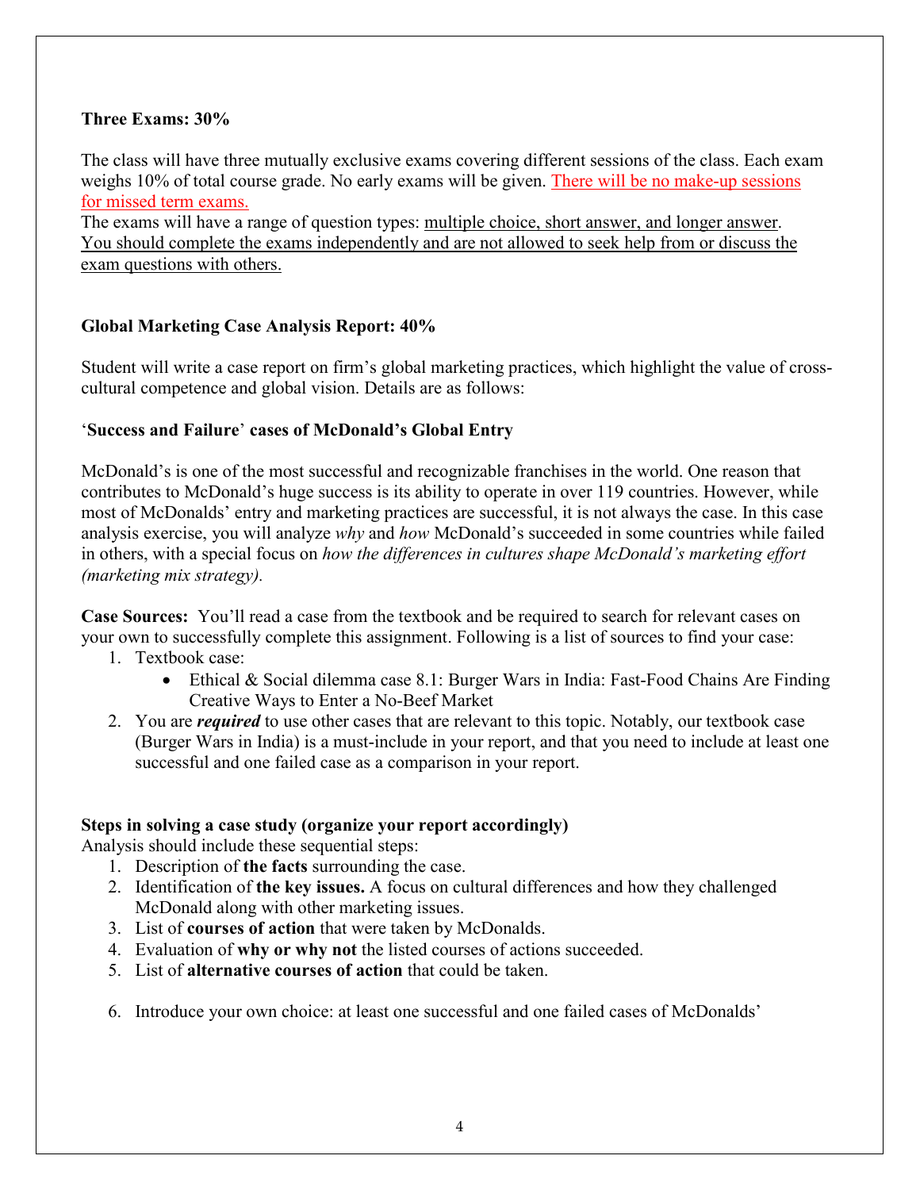**Three Exams: 30%**

The class will have three mutually exclusive exams covering different sessions of the class. Each exam weighs 10% of total course grade. No early exams will be given. There will be no make-up sessions for missed term exams.

The exams will have a range of question types: multiple choice, short answer, and longer answer. You should complete the exams independently and are not allowed to seek help from or discuss the exam questions with others.

**Global Marketing Case Analysis Report: 40%**

Student will write a case report on firm's global marketing practices, which highlight the value of cross-cultural competence and global vision. Details are as follows:

'**Success and Failure**' **cases of McDonald's Global Entry**

McDonald's is one of the most successful and recognizable franchises in the world. One reason that contributes to McDonald's huge success is its ability to operate in over 119 countries. However, while most of McDonalds' entry and marketing practices are successful, it is not always the case. In this case analysis exercise, you will analyze *why* and *how* McDonald's succeeded in some countries while failed in others, with a special focus on *how the differences in cultures shape McDonald's marketing effort (marketing mix strategy).*

**Case Sources:** You'll read a case from the textbook and be required to search for relevant cases on your own to successfully complete this assignment. Following is a list of sources to find your case:

1. Textbook case:
   - Ethical & Social dilemma case 8.1: Burger Wars in India: Fast-Food Chains Are Finding Creative Ways to Enter a No-Beef Market
2. You are ***required*** to use other cases that are relevant to this topic. Notably, our textbook case (Burger Wars in India) is a must-include in your report, and that you need to include at least one successful and one failed case as a comparison in your report.

**Steps in solving a case study (organize your report accordingly)**

Analysis should include these sequential steps:

1. Description of **the facts** surrounding the case.
2. Identification of **the key issues.** A focus on cultural differences and how they challenged McDonald along with other marketing issues.
3. List of **courses of action** that were taken by McDonalds.
4. Evaluation of **why or why not** the listed courses of actions succeeded.
5. List of **alternative courses of action** that could be taken.
6. Introduce your own choice: at least one successful and one failed cases of McDonalds'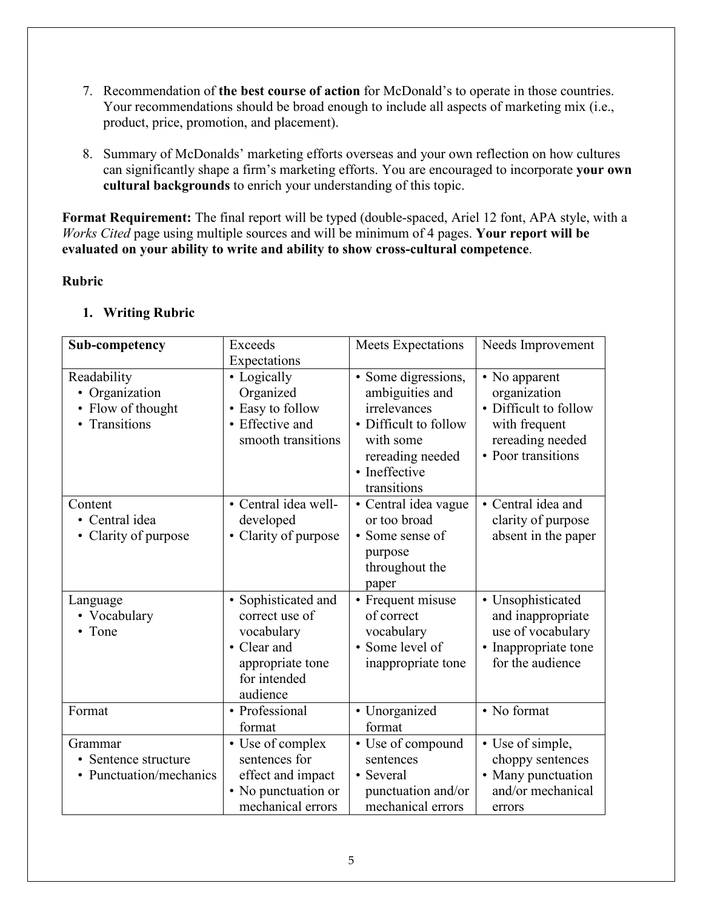7. Recommendation of **the best course of action** for McDonald's to operate in those countries. Your recommendations should be broad enough to include all aspects of marketing mix (i.e., product, price, promotion, and placement).

8. Summary of McDonalds' marketing efforts overseas and your own reflection on how cultures can significantly shape a firm's marketing efforts. You are encouraged to incorporate **your own cultural backgrounds** to enrich your understanding of this topic.

**Format Requirement:** The final report will be typed (double-spaced, Ariel 12 font, APA style, with a *Works Cited* page using multiple sources and will be minimum of 4 pages. **Your report will be evaluated on your ability to write and ability to show cross-cultural competence**.

**Rubric**

1. **Writing Rubric**

| **Sub-competency** | Exceeds Expectations | Meets Expectations | Needs Improvement |
|---|---|---|---|
| Readability<br>• Organization<br>• Flow of thought<br>• Transitions | • Logically Organized<br>• Easy to follow<br>• Effective and smooth transitions | • Some digressions, ambiguities and irrelevances<br>• Difficult to follow with some rereading needed<br>• Ineffective transitions | • No apparent organization<br>• Difficult to follow with frequent rereading needed<br>• Poor transitions |
| Content<br>• Central idea<br>• Clarity of purpose | • Central idea well-developed<br>• Clarity of purpose | • Central idea vague or too broad<br>• Some sense of purpose throughout the paper | • Central idea and clarity of purpose absent in the paper |
| Language<br>• Vocabulary<br>• Tone | • Sophisticated and correct use of vocabulary<br>• Clear and appropriate tone for intended audience | • Frequent misuse of correct vocabulary<br>• Some level of inappropriate tone | • Unsophisticated and inappropriate use of vocabulary<br>• Inappropriate tone for the audience |
| Format | • Professional format | • Unorganized format | • No format |
| Grammar<br>• Sentence structure<br>• Punctuation/mechanics | • Use of complex sentences for effect and impact<br>• No punctuation or mechanical errors | • Use of compound sentences<br>• Several punctuation and/or mechanical errors | • Use of simple, choppy sentences<br>• Many punctuation and/or mechanical errors |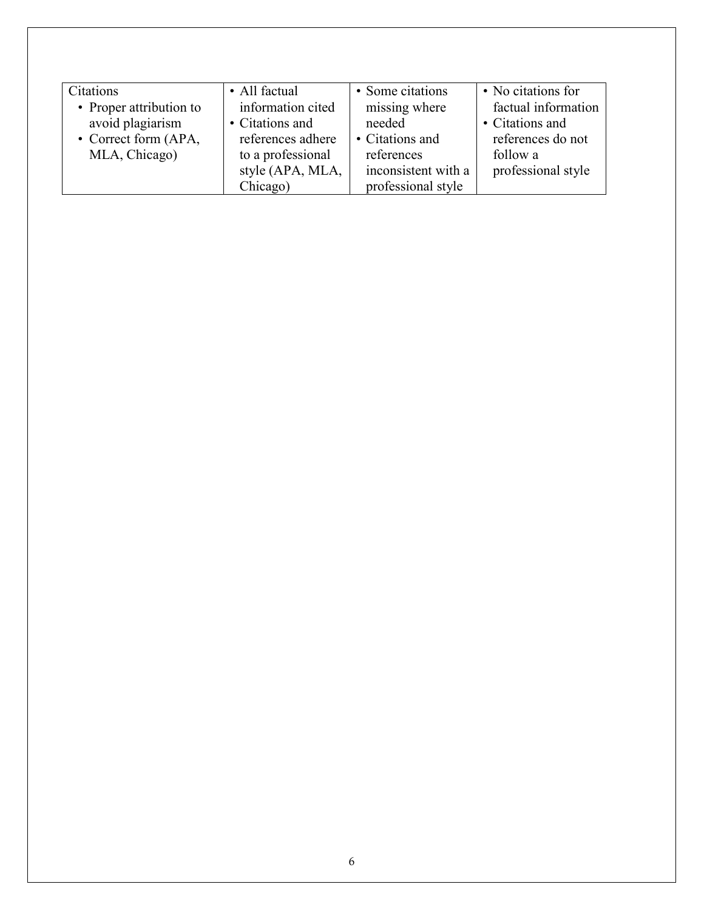| Citations<br>• Proper attribution to avoid plagiarism<br>• Correct form (APA, MLA, Chicago) | • All factual information cited<br>• Citations and references adhere to a professional style (APA, MLA, Chicago) | • Some citations missing where needed<br>• Citations and references inconsistent with a professional style | • No citations for factual information<br>• Citations and references do not follow a professional style |
|---|---|---|---|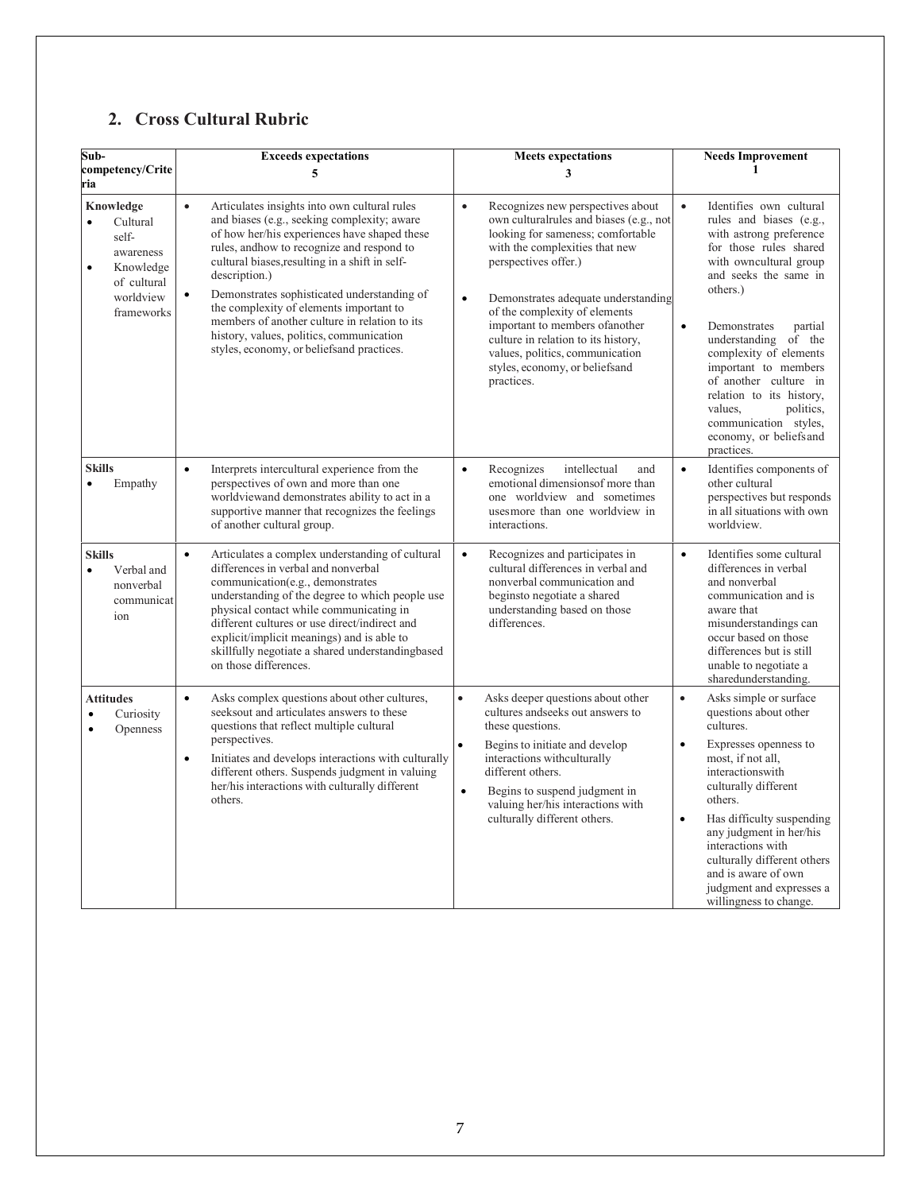## 2. Cross Cultural Rubric

| Sub-competency/Criteria | Exceeds expectations 5 | Meets expectations 3 | Needs Improvement 1 |
|---|---|---|---|
| **Knowledge** <br>• Cultural self-awareness <br>• Knowledge of cultural worldview frameworks | • Articulates insights into own cultural rules and biases (e.g., seeking complexity; aware of how her/his experiences have shaped these rules, andhow to recognize and respond to cultural biases,resulting in a shift in self-description.) <br>• Demonstrates sophisticated understanding of the complexity of elements important to members of another culture in relation to its history, values, politics, communication styles, economy, or beliefsand practices. | • Recognizes new perspectives about own culturalrules and biases (e.g., not looking for sameness; comfortable with the complexities that new perspectives offer.) <br>• Demonstrates adequate understanding of the complexity of elements important to members ofanother culture in relation to its history, values, politics, communication styles, economy, or beliefsand practices. | • Identifies own cultural rules and biases (e.g., with astrong preference for those rules shared with owncultural group and seeks the same in others.) <br>• Demonstrates partial understanding of the complexity of elements important to members of another culture in relation to its history, values, politics, communication styles, economy, or beliefsand practices. |
| **Skills** <br>• Empathy | • Interprets intercultural experience from the perspectives of own and more than one worldviewand demonstrates ability to act in a supportive manner that recognizes the feelings of another cultural group. | • Recognizes intellectual and emotional dimensionsof more than one worldview and sometimes usesmore than one worldview in interactions. | • Identifies components of other cultural perspectives but responds in all situations with own worldview. |
| **Skills** <br>• Verbal and nonverbal communication | • Articulates a complex understanding of cultural differences in verbal and nonverbal communication(e.g., demonstrates understanding of the degree to which people use physical contact while communicating in different cultures or use direct/indirect and explicit/implicit meanings) and is able to skillfully negotiate a shared understandingbased on those differences. | • Recognizes and participates in cultural differences in verbal and nonverbal communication and beginsto negotiate a shared understanding based on those differences. | • Identifies some cultural differences in verbal and nonverbal communication and is aware that misunderstandings can occur based on those differences but is still unable to negotiate a sharedunderstanding. |
| **Attitudes** <br>• Curiosity <br>• Openness | • Asks complex questions about other cultures, seeksout and articulates answers to these questions that reflect multiple cultural perspectives. <br>• Initiates and develops interactions with culturally different others. Suspends judgment in valuing her/his interactions with culturally different others. | • Asks deeper questions about other cultures andseeks out answers to these questions. <br>• Begins to initiate and develop interactions withculturally different others. <br>• Begins to suspend judgment in valuing her/his interactions with culturally different others. | • Asks simple or surface questions about other cultures. <br>• Expresses openness to most, if not all, interactionswith culturally different others. <br>• Has difficulty suspending any judgment in her/his interactions with culturally different others and is aware of own judgment and expresses a willingness to change. |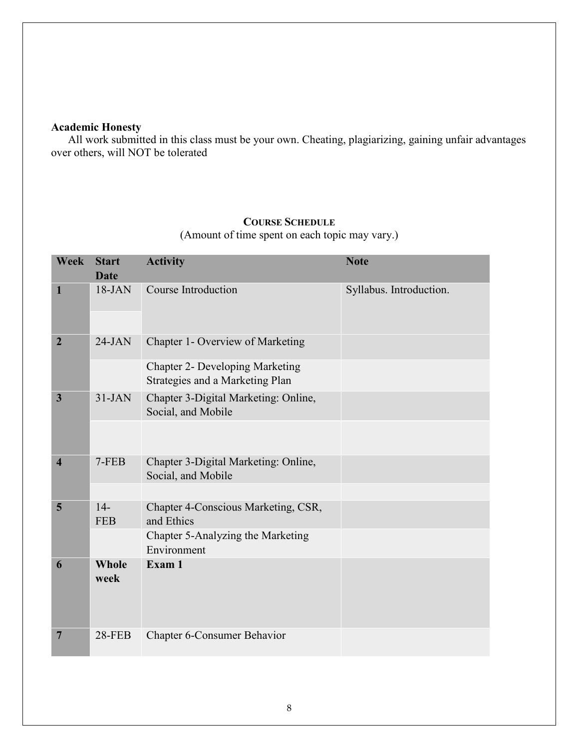**Academic Honesty**

All work submitted in this class must be your own. Cheating, plagiarizing, gaining unfair advantages over others, will NOT be tolerated

## COURSE SCHEDULE

(Amount of time spent on each topic may vary.)

| Week | Start Date | Activity | Note |
|---|---|---|---|
| 1 | 18-JAN | Course Introduction | Syllabus. Introduction. |
| 2 | 24-JAN | Chapter 1- Overview of Marketing | |
| | | Chapter 2- Developing Marketing Strategies and a Marketing Plan | |
| 3 | 31-JAN | Chapter 3-Digital Marketing: Online, Social, and Mobile | |
| | | | |
| 4 | 7-FEB | Chapter 3-Digital Marketing: Online, Social, and Mobile | |
| | | | |
| 5 | 14-FEB | Chapter 4-Conscious Marketing, CSR, and Ethics | |
| | | Chapter 5-Analyzing the Marketing Environment | |
| 6 | **Whole week** | **Exam 1** | |
| 7 | 28-FEB | Chapter 6-Consumer Behavior | |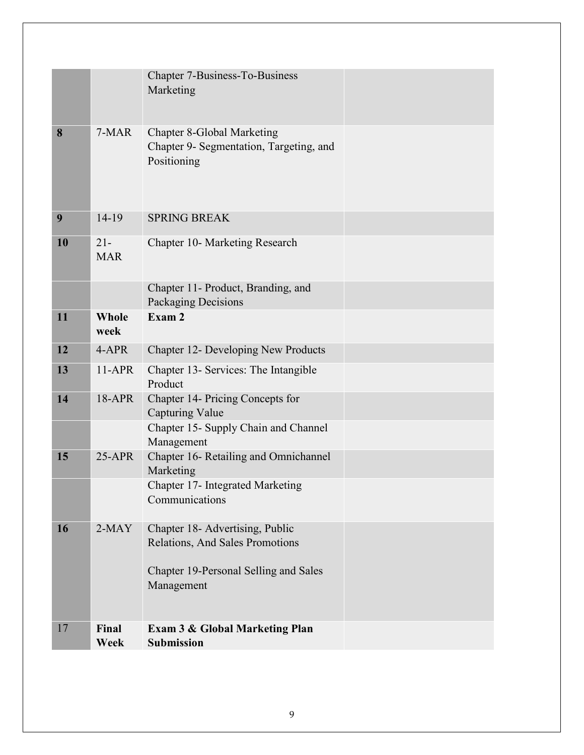| | | | |
|---|---|---|---|
| | | Chapter 7-Business-To-Business Marketing | |
| **8** | 7-MAR | Chapter 8-Global Marketing<br>Chapter 9- Segmentation, Targeting, and Positioning | |
| **9** | 14-19 | SPRING BREAK | |
| **10** | 21-MAR | Chapter 10- Marketing Research | |
| | | Chapter 11- Product, Branding, and Packaging Decisions | |
| **11** | **Whole week** | **Exam 2** | |
| **12** | 4-APR | Chapter 12- Developing New Products | |
| **13** | 11-APR | Chapter 13- Services: The Intangible Product | |
| **14** | 18-APR | Chapter 14- Pricing Concepts for Capturing Value | |
| | | Chapter 15- Supply Chain and Channel Management | |
| **15** | 25-APR | Chapter 16- Retailing and Omnichannel Marketing | |
| | | Chapter 17- Integrated Marketing Communications | |
| **16** | 2-MAY | Chapter 18- Advertising, Public Relations, And Sales Promotions<br><br>Chapter 19-Personal Selling and Sales Management | |
| 17 | **Final Week** | **Exam 3 & Global Marketing Plan Submission** | |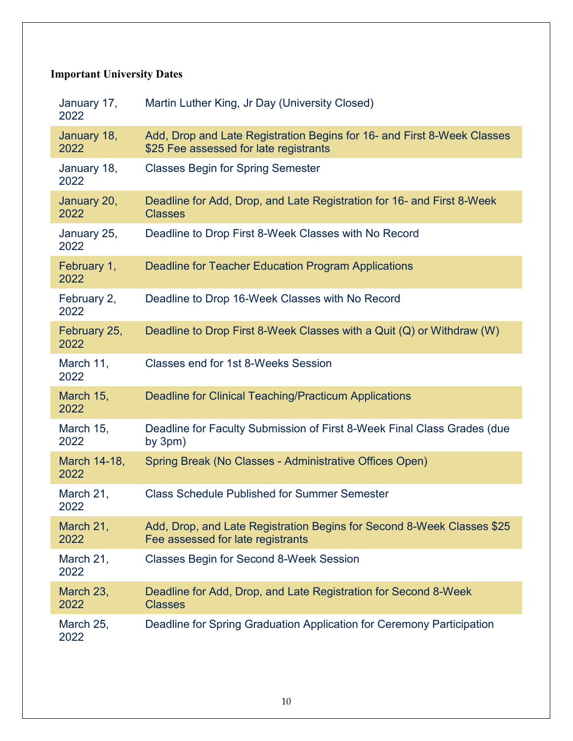**Important University Dates**

| Date | Event |
|---|---|
| January 17, 2022 | Martin Luther King, Jr Day (University Closed) |
| January 18, 2022 | Add, Drop and Late Registration Begins for 16- and First 8-Week Classes $25 Fee assessed for late registrants |
| January 18, 2022 | Classes Begin for Spring Semester |
| January 20, 2022 | Deadline for Add, Drop, and Late Registration for 16- and First 8-Week Classes |
| January 25, 2022 | Deadline to Drop First 8-Week Classes with No Record |
| February 1, 2022 | Deadline for Teacher Education Program Applications |
| February 2, 2022 | Deadline to Drop 16-Week Classes with No Record |
| February 25, 2022 | Deadline to Drop First 8-Week Classes with a Quit (Q) or Withdraw (W) |
| March 11, 2022 | Classes end for 1st 8-Weeks Session |
| March 15, 2022 | Deadline for Clinical Teaching/Practicum Applications |
| March 15, 2022 | Deadline for Faculty Submission of First 8-Week Final Class Grades (due by 3pm) |
| March 14-18, 2022 | Spring Break (No Classes - Administrative Offices Open) |
| March 21, 2022 | Class Schedule Published for Summer Semester |
| March 21, 2022 | Add, Drop, and Late Registration Begins for Second 8-Week Classes $25 Fee assessed for late registrants |
| March 21, 2022 | Classes Begin for Second 8-Week Session |
| March 23, 2022 | Deadline for Add, Drop, and Late Registration for Second 8-Week Classes |
| March 25, 2022 | Deadline for Spring Graduation Application for Ceremony Participation |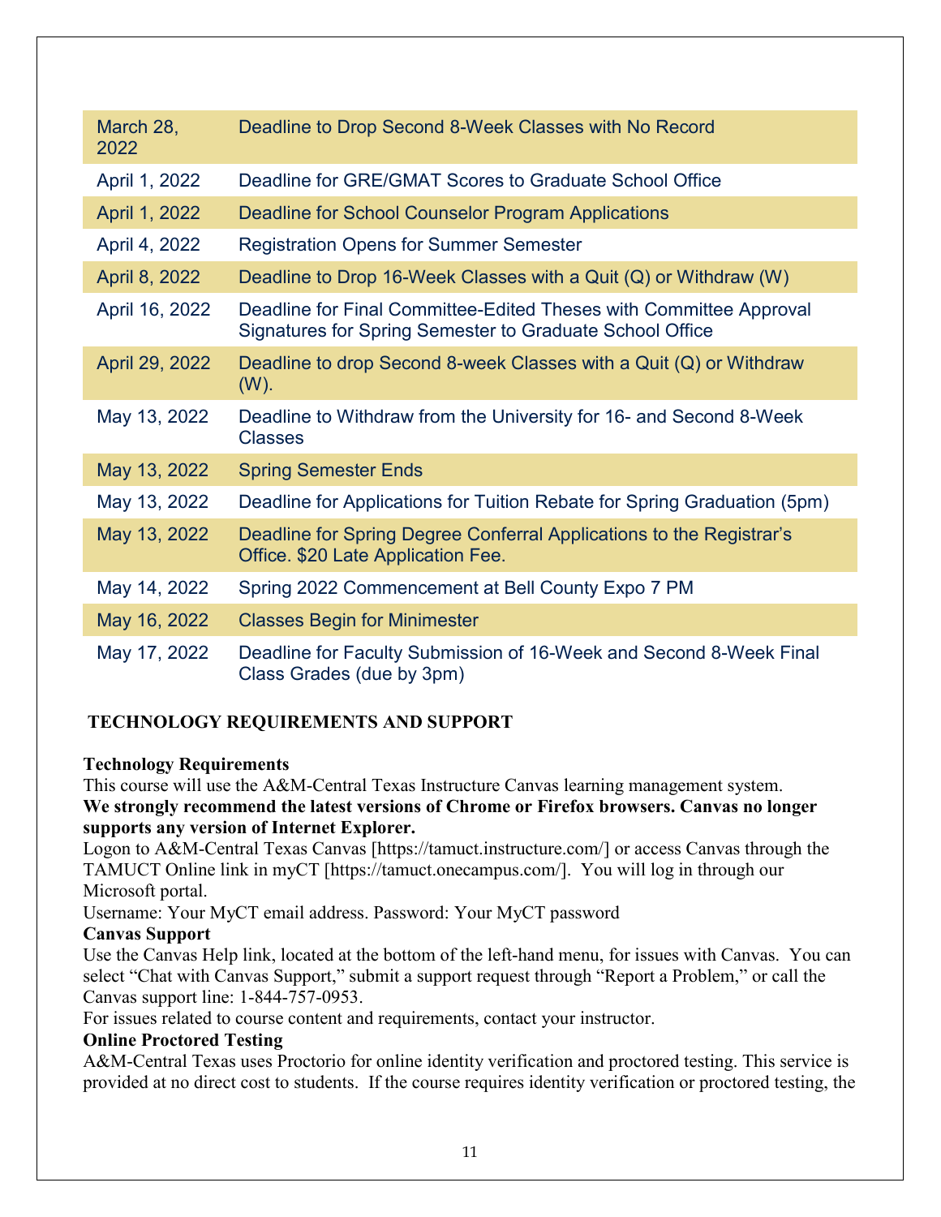| | |
|---|---|
| March 28, 2022 | Deadline to Drop Second 8-Week Classes with No Record |
| April 1, 2022 | Deadline for GRE/GMAT Scores to Graduate School Office |
| April 1, 2022 | Deadline for School Counselor Program Applications |
| April 4, 2022 | Registration Opens for Summer Semester |
| April 8, 2022 | Deadline to Drop 16-Week Classes with a Quit (Q) or Withdraw (W) |
| April 16, 2022 | Deadline for Final Committee-Edited Theses with Committee Approval Signatures for Spring Semester to Graduate School Office |
| April 29, 2022 | Deadline to drop Second 8-week Classes with a Quit (Q) or Withdraw (W). |
| May 13, 2022 | Deadline to Withdraw from the University for 16- and Second 8-Week Classes |
| May 13, 2022 | Spring Semester Ends |
| May 13, 2022 | Deadline for Applications for Tuition Rebate for Spring Graduation (5pm) |
| May 13, 2022 | Deadline for Spring Degree Conferral Applications to the Registrar's Office. $20 Late Application Fee. |
| May 14, 2022 | Spring 2022 Commencement at Bell County Expo 7 PM |
| May 16, 2022 | Classes Begin for Minimester |
| May 17, 2022 | Deadline for Faculty Submission of 16-Week and Second 8-Week Final Class Grades (due by 3pm) |

## TECHNOLOGY REQUIREMENTS AND SUPPORT

**Technology Requirements**

This course will use the A&M-Central Texas Instructure Canvas learning management system.
**We strongly recommend the latest versions of Chrome or Firefox browsers. Canvas no longer supports any version of Internet Explorer.**

Logon to A&M-Central Texas Canvas [https://tamuct.instructure.com/] or access Canvas through the TAMUCT Online link in myCT [https://tamuct.onecampus.com/]. You will log in through our Microsoft portal.

Username: Your MyCT email address. Password: Your MyCT password

**Canvas Support**

Use the Canvas Help link, located at the bottom of the left-hand menu, for issues with Canvas. You can select "Chat with Canvas Support," submit a support request through "Report a Problem," or call the Canvas support line: 1-844-757-0953.

For issues related to course content and requirements, contact your instructor.

**Online Proctored Testing**

A&M-Central Texas uses Proctorio for online identity verification and proctored testing. This service is provided at no direct cost to students. If the course requires identity verification or proctored testing, the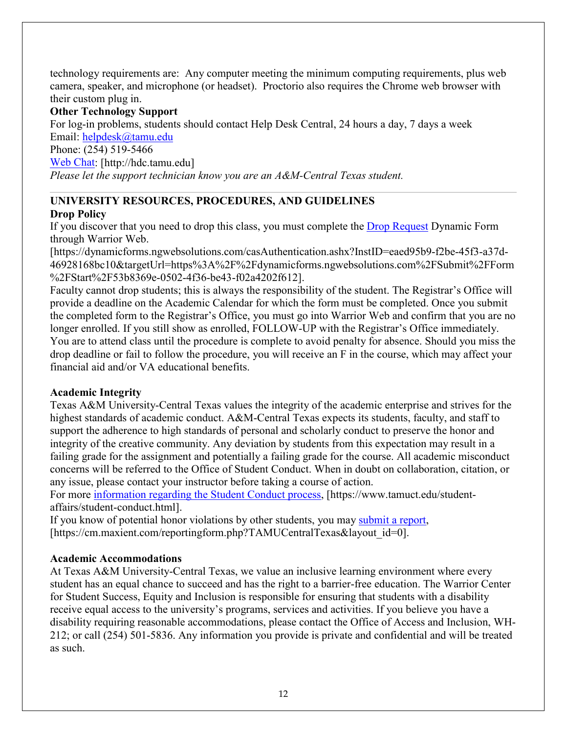technology requirements are: Any computer meeting the minimum computing requirements, plus web camera, speaker, and microphone (or headset). Proctorio also requires the Chrome web browser with their custom plug in.

**Other Technology Support**

For log-in problems, students should contact Help Desk Central, 24 hours a day, 7 days a week

Email: [helpdesk@tamu.edu](mailto:helpdesk@tamu.edu)

Phone: (254) 519-5466

[Web Chat](http://hdc.tamu.edu): [http://hdc.tamu.edu]

*Please let the support technician know you are an A&M-Central Texas student.*

---

## UNIVERSITY RESOURCES, PROCEDURES, AND GUIDELINES

**Drop Policy**

If you discover that you need to drop this class, you must complete the [Drop Request](https://dynamicforms.ngwebsolutions.com/casAuthentication.ashx?InstID=eaed95b9-f2be-45f3-a37d-46928168bc10&targetUrl=https%3A%2F%2Fdynamicforms.ngwebsolutions.com%2FSubmit%2FForm%2FStart%2F53b8369e-0502-4f36-be43-f02a4202f612) Dynamic Form through Warrior Web.
[https://dynamicforms.ngwebsolutions.com/casAuthentication.ashx?InstID=eaed95b9-f2be-45f3-a37d-46928168bc10&targetUrl=https%3A%2F%2Fdynamicforms.ngwebsolutions.com%2FSubmit%2FForm%2FStart%2F53b8369e-0502-4f36-be43-f02a4202f612].

Faculty cannot drop students; this is always the responsibility of the student. The Registrar's Office will provide a deadline on the Academic Calendar for which the form must be completed. Once you submit the completed form to the Registrar's Office, you must go into Warrior Web and confirm that you are no longer enrolled. If you still show as enrolled, FOLLOW-UP with the Registrar's Office immediately. You are to attend class until the procedure is complete to avoid penalty for absence. Should you miss the drop deadline or fail to follow the procedure, you will receive an F in the course, which may affect your financial aid and/or VA educational benefits.

**Academic Integrity**

Texas A&M University-Central Texas values the integrity of the academic enterprise and strives for the highest standards of academic conduct. A&M-Central Texas expects its students, faculty, and staff to support the adherence to high standards of personal and scholarly conduct to preserve the honor and integrity of the creative community. Any deviation by students from this expectation may result in a failing grade for the assignment and potentially a failing grade for the course. All academic misconduct concerns will be referred to the Office of Student Conduct. When in doubt on collaboration, citation, or any issue, please contact your instructor before taking a course of action.

For more [information regarding the Student Conduct process](https://www.tamuct.edu/student-affairs/student-conduct.html), [https://www.tamuct.edu/student-affairs/student-conduct.html].

If you know of potential honor violations by other students, you may [submit a report](https://cm.maxient.com/reportingform.php?TAMUCentralTexas&layout_id=0), [https://cm.maxient.com/reportingform.php?TAMUCentralTexas&layout_id=0].

**Academic Accommodations**

At Texas A&M University-Central Texas, we value an inclusive learning environment where every student has an equal chance to succeed and has the right to a barrier-free education. The Warrior Center for Student Success, Equity and Inclusion is responsible for ensuring that students with a disability receive equal access to the university's programs, services and activities. If you believe you have a disability requiring reasonable accommodations, please contact the Office of Access and Inclusion, WH-212; or call (254) 501-5836. Any information you provide is private and confidential and will be treated as such.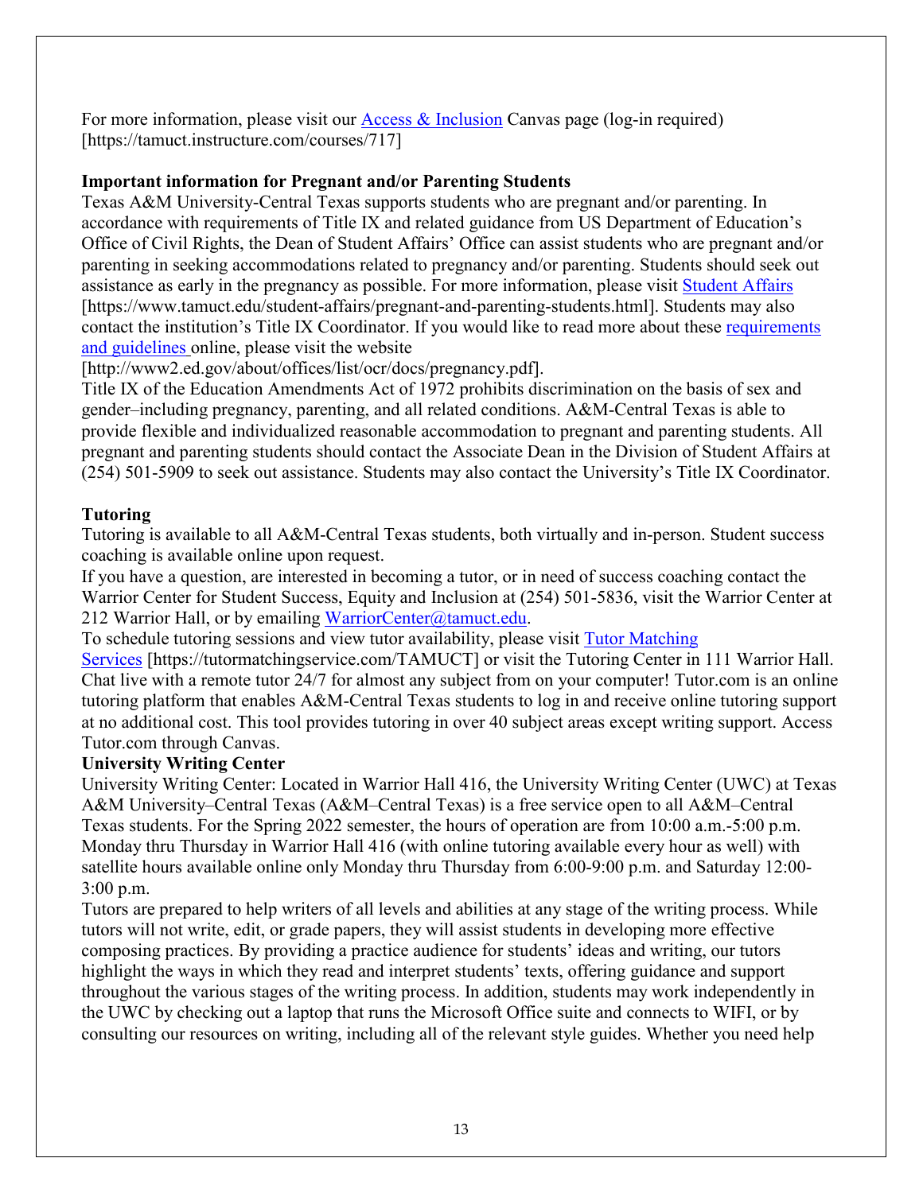For more information, please visit our [Access & Inclusion](https://tamuct.instructure.com/courses/717) Canvas page (log-in required) [https://tamuct.instructure.com/courses/717]

**Important information for Pregnant and/or Parenting Students**

Texas A&M University-Central Texas supports students who are pregnant and/or parenting. In accordance with requirements of Title IX and related guidance from US Department of Education's Office of Civil Rights, the Dean of Student Affairs' Office can assist students who are pregnant and/or parenting in seeking accommodations related to pregnancy and/or parenting. Students should seek out assistance as early in the pregnancy as possible. For more information, please visit [Student Affairs](https://www.tamuct.edu/student-affairs/pregnant-and-parenting-students.html) [https://www.tamuct.edu/student-affairs/pregnant-and-parenting-students.html]. Students may also contact the institution's Title IX Coordinator. If you would like to read more about these [requirements and guidelines](http://www2.ed.gov/about/offices/list/ocr/docs/pregnancy.pdf) online, please visit the website [http://www2.ed.gov/about/offices/list/ocr/docs/pregnancy.pdf].

Title IX of the Education Amendments Act of 1972 prohibits discrimination on the basis of sex and gender–including pregnancy, parenting, and all related conditions. A&M-Central Texas is able to provide flexible and individualized reasonable accommodation to pregnant and parenting students. All pregnant and parenting students should contact the Associate Dean in the Division of Student Affairs at (254) 501-5909 to seek out assistance. Students may also contact the University's Title IX Coordinator.

**Tutoring**

Tutoring is available to all A&M-Central Texas students, both virtually and in-person. Student success coaching is available online upon request.

If you have a question, are interested in becoming a tutor, or in need of success coaching contact the Warrior Center for Student Success, Equity and Inclusion at (254) 501-5836, visit the Warrior Center at 212 Warrior Hall, or by emailing [WarriorCenter@tamuct.edu](mailto:WarriorCenter@tamuct.edu).

To schedule tutoring sessions and view tutor availability, please visit [Tutor Matching Services](https://tutormatchingservice.com/TAMUCT) [https://tutormatchingservice.com/TAMUCT] or visit the Tutoring Center in 111 Warrior Hall. Chat live with a remote tutor 24/7 for almost any subject from on your computer! Tutor.com is an online tutoring platform that enables A&M-Central Texas students to log in and receive online tutoring support at no additional cost. This tool provides tutoring in over 40 subject areas except writing support. Access Tutor.com through Canvas.

**University Writing Center**

University Writing Center: Located in Warrior Hall 416, the University Writing Center (UWC) at Texas A&M University–Central Texas (A&M–Central Texas) is a free service open to all A&M–Central Texas students. For the Spring 2022 semester, the hours of operation are from 10:00 a.m.-5:00 p.m. Monday thru Thursday in Warrior Hall 416 (with online tutoring available every hour as well) with satellite hours available online only Monday thru Thursday from 6:00-9:00 p.m. and Saturday 12:00-3:00 p.m.

Tutors are prepared to help writers of all levels and abilities at any stage of the writing process. While tutors will not write, edit, or grade papers, they will assist students in developing more effective composing practices. By providing a practice audience for students' ideas and writing, our tutors highlight the ways in which they read and interpret students' texts, offering guidance and support throughout the various stages of the writing process. In addition, students may work independently in the UWC by checking out a laptop that runs the Microsoft Office suite and connects to WIFI, or by consulting our resources on writing, including all of the relevant style guides. Whether you need help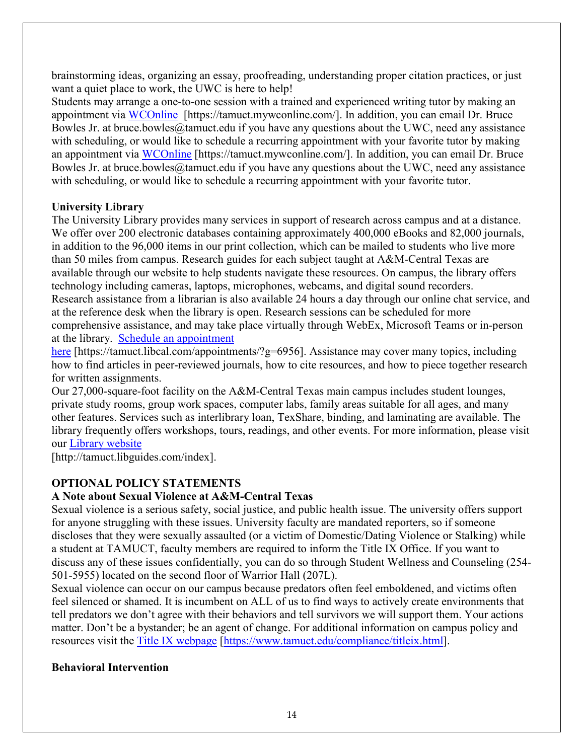brainstorming ideas, organizing an essay, proofreading, understanding proper citation practices, or just want a quiet place to work, the UWC is here to help!

Students may arrange a one-to-one session with a trained and experienced writing tutor by making an appointment via [WCOnline](https://tamuct.mywconline.com/) [https://tamuct.mywconline.com/]. In addition, you can email Dr. Bruce Bowles Jr. at bruce.bowles@tamuct.edu if you have any questions about the UWC, need any assistance with scheduling, or would like to schedule a recurring appointment with your favorite tutor by making an appointment via [WCOnline](https://tamuct.mywconline.com/) [https://tamuct.mywconline.com/]. In addition, you can email Dr. Bruce Bowles Jr. at bruce.bowles@tamuct.edu if you have any questions about the UWC, need any assistance with scheduling, or would like to schedule a recurring appointment with your favorite tutor.

**University Library**

The University Library provides many services in support of research across campus and at a distance. We offer over 200 electronic databases containing approximately 400,000 eBooks and 82,000 journals, in addition to the 96,000 items in our print collection, which can be mailed to students who live more than 50 miles from campus. Research guides for each subject taught at A&M-Central Texas are available through our website to help students navigate these resources. On campus, the library offers technology including cameras, laptops, microphones, webcams, and digital sound recorders.

Research assistance from a librarian is also available 24 hours a day through our online chat service, and at the reference desk when the library is open. Research sessions can be scheduled for more comprehensive assistance, and may take place virtually through WebEx, Microsoft Teams or in-person at the library. [Schedule an appointment here](https://tamuct.libcal.com/appointments/?g=6956) [https://tamuct.libcal.com/appointments/?g=6956]. Assistance may cover many topics, including how to find articles in peer-reviewed journals, how to cite resources, and how to piece together research for written assignments.

Our 27,000-square-foot facility on the A&M-Central Texas main campus includes student lounges, private study rooms, group work spaces, computer labs, family areas suitable for all ages, and many other features. Services such as interlibrary loan, TexShare, binding, and laminating are available. The library frequently offers workshops, tours, readings, and other events. For more information, please visit our [Library website](http://tamuct.libguides.com/index) [http://tamuct.libguides.com/index].

## OPTIONAL POLICY STATEMENTS

**A Note about Sexual Violence at A&M-Central Texas**

Sexual violence is a serious safety, social justice, and public health issue. The university offers support for anyone struggling with these issues. University faculty are mandated reporters, so if someone discloses that they were sexually assaulted (or a victim of Domestic/Dating Violence or Stalking) while a student at TAMUCT, faculty members are required to inform the Title IX Office. If you want to discuss any of these issues confidentially, you can do so through Student Wellness and Counseling (254-501-5955) located on the second floor of Warrior Hall (207L).

Sexual violence can occur on our campus because predators often feel emboldened, and victims often feel silenced or shamed. It is incumbent on ALL of us to find ways to actively create environments that tell predators we don't agree with their behaviors and tell survivors we will support them. Your actions matter. Don't be a bystander; be an agent of change. For additional information on campus policy and resources visit the [Title IX webpage](https://www.tamuct.edu/compliance/titleix.html) [https://www.tamuct.edu/compliance/titleix.html].

**Behavioral Intervention**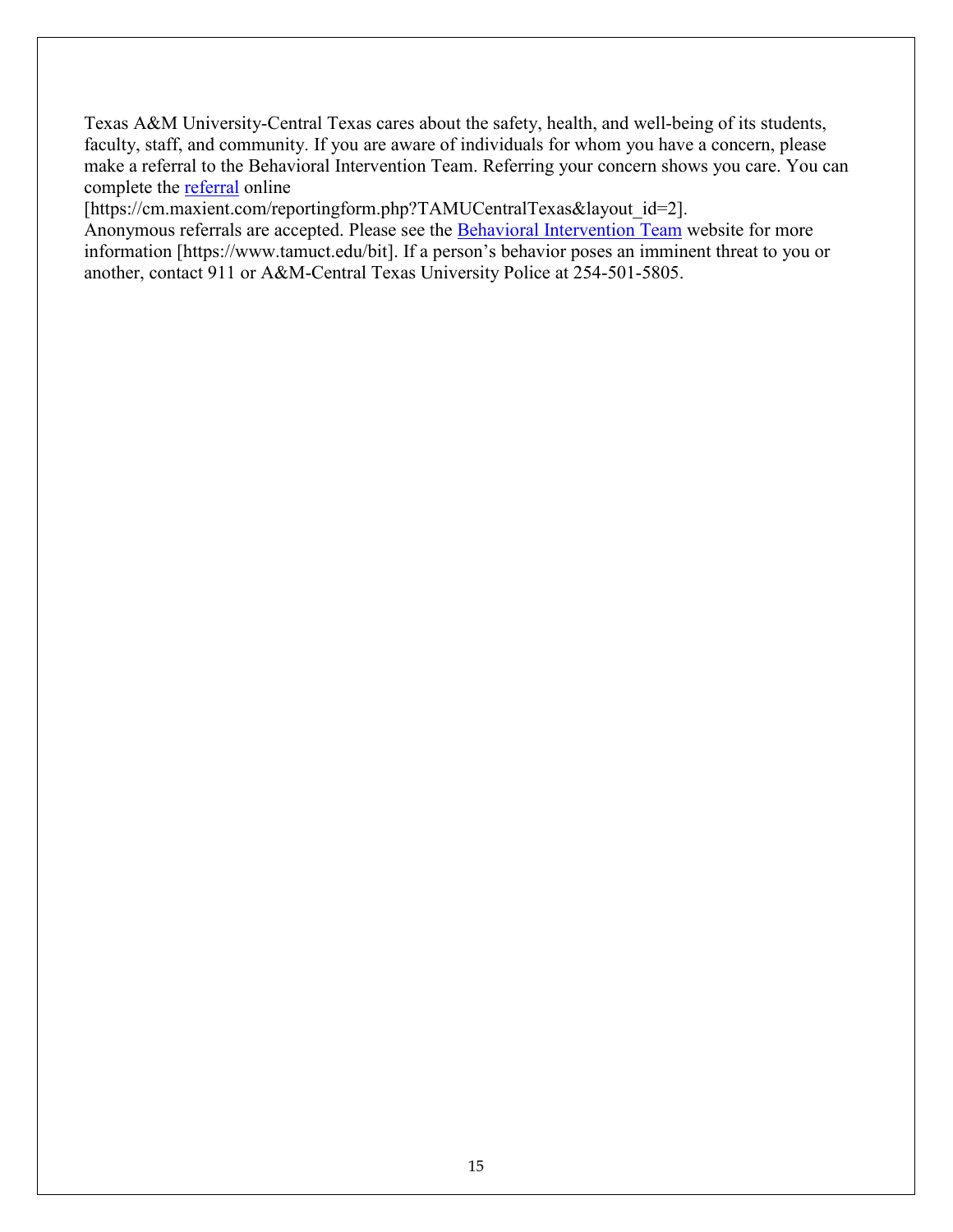Texas A&M University-Central Texas cares about the safety, health, and well-being of its students, faculty, staff, and community. If you are aware of individuals for whom you have a concern, please make a referral to the Behavioral Intervention Team. Referring your concern shows you care. You can complete the [referral](https://cm.maxient.com/reportingform.php?TAMUCentralTexas&layout_id=2) online [https://cm.maxient.com/reportingform.php?TAMUCentralTexas&layout_id=2].
Anonymous referrals are accepted. Please see the [Behavioral Intervention Team](https://www.tamuct.edu/bit) website for more information [https://www.tamuct.edu/bit]. If a person's behavior poses an imminent threat to you or another, contact 911 or A&M-Central Texas University Police at 254-501-5805.